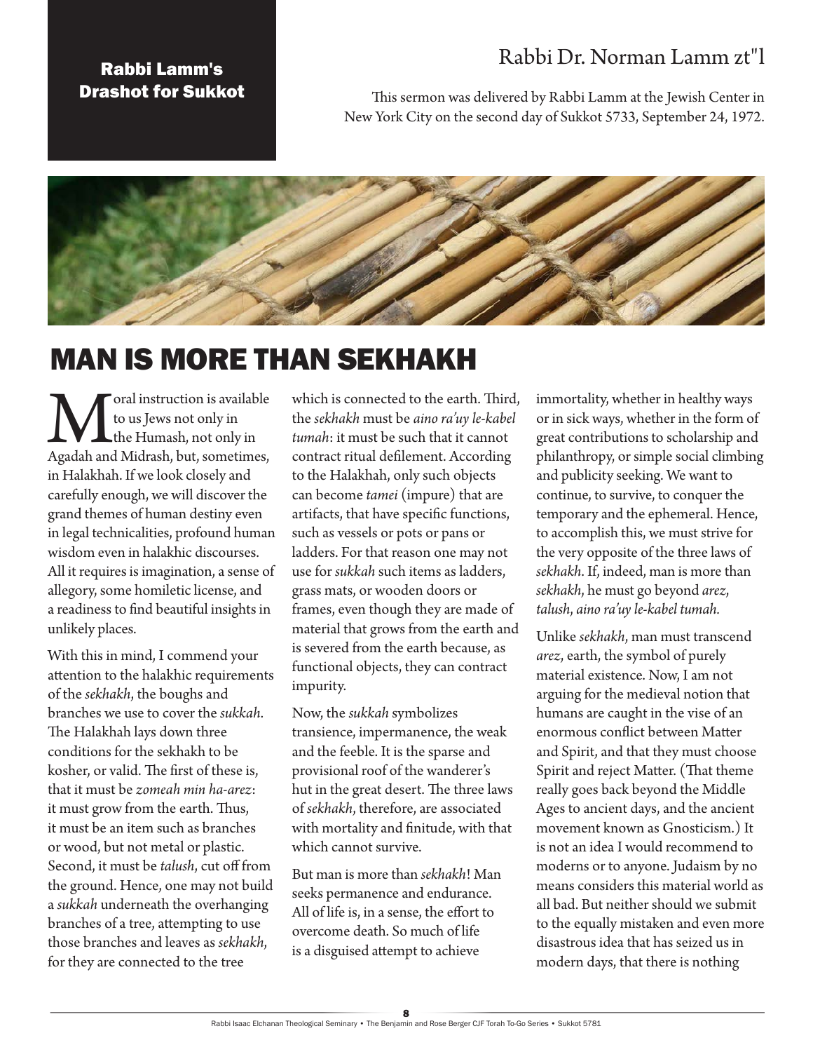Rabbi Lamm's Drashot for Sukkot

Rabbi Dr. Norman Lamm zt"l

This sermon was delivered by Rabbi Lamm at the Jewish Center in New York City on the second day of Sukkot 5733, September 24, 1972.

# MAN IS MORE THAN SEKHAKH

Moral instruction is available to us Jews not only in the Humash, not only in Agadah and Midrash, but, sometimes, in Halakhah. If we look closely and carefully enough, we will discover the grand themes of human destiny even in legal technicalities, profound human wisdom even in halakhic discourses. All it requires is imagination, a sense of allegory, some homiletic license, and a readiness to find beautiful insights in unlikely places.

With this in mind, I commend your attention to the halakhic requirements of the *sekhakh*, the boughs and branches we use to cover the *sukkah*. The Halakhah lays down three conditions for the sekhakh to be kosher, or valid. The first of these is, that it must be *zomeah min ha-arez*: it must grow from the earth. Thus, it must be an item such as branches or wood, but not metal or plastic. Second, it must be *talush*, cut off from the ground. Hence, one may not build a *sukkah* underneath the overhanging branches of a tree, attempting to use those branches and leaves as *sekhakh*, for they are connected to the tree which is connected to the earth. Third, the *sekhakh* must be *aino ra'uy le-kabel tumah*: it must be such that it cannot contract ritual defilement. According to the Halakhah, only such objects can become *tamei* (impure) that are artifacts, that have specific functions, such as vessels or pots or pans or ladders. For that reason one may not use for *sukkah* such items as ladders, grass mats, or wooden doors or frames, even though they are made of material that grows from the earth and is severed from the earth because, as functional objects, they can contract impurity.

Now, the *sukkah* symbolizes transience, impermanence, the weak and the feeble. It is the sparse and provisional roof of the wanderer's hut in the great desert. The three laws of *sekhakh*, therefore, are associated with mortality and finitude, with that which cannot survive.

But man is more than *sekhakh*! Man seeks permanence and endurance. All of life is, in a sense, the effort to overcome death. So much of life is a disguised attempt to achieve immortality, whether in healthy ways or in sick ways, whether in the form of great contributions to scholarship and philanthropy, or simple social climbing and publicity seeking. We want to continue, to survive, to conquer the temporary and the ephemeral. Hence, to accomplish this, we must strive for the very opposite of the three laws of *sekhakh*. If, indeed, man is more than *sekhakh*, he must go beyond *arez, talush, aino ra'uy le-kabel tumah.*

Unlike *sekhakh*, man must transcend *arez*, earth, the symbol of purely material existence. Now, I am not arguing for the medieval notion that humans are caught in the vise of an enormous conflict between Matter and Spirit, and that they must choose Spirit and reject Matter. (That theme really goes back beyond the Middle Ages to ancient days, and the ancient movement known as Gnosticism.) It is not an idea I would recommend to moderns or to anyone. Judaism by no means considers this material world as all bad. But neither should we submit to the equally mistaken and even more disastrous idea that has seized us in modern days, that there is nothing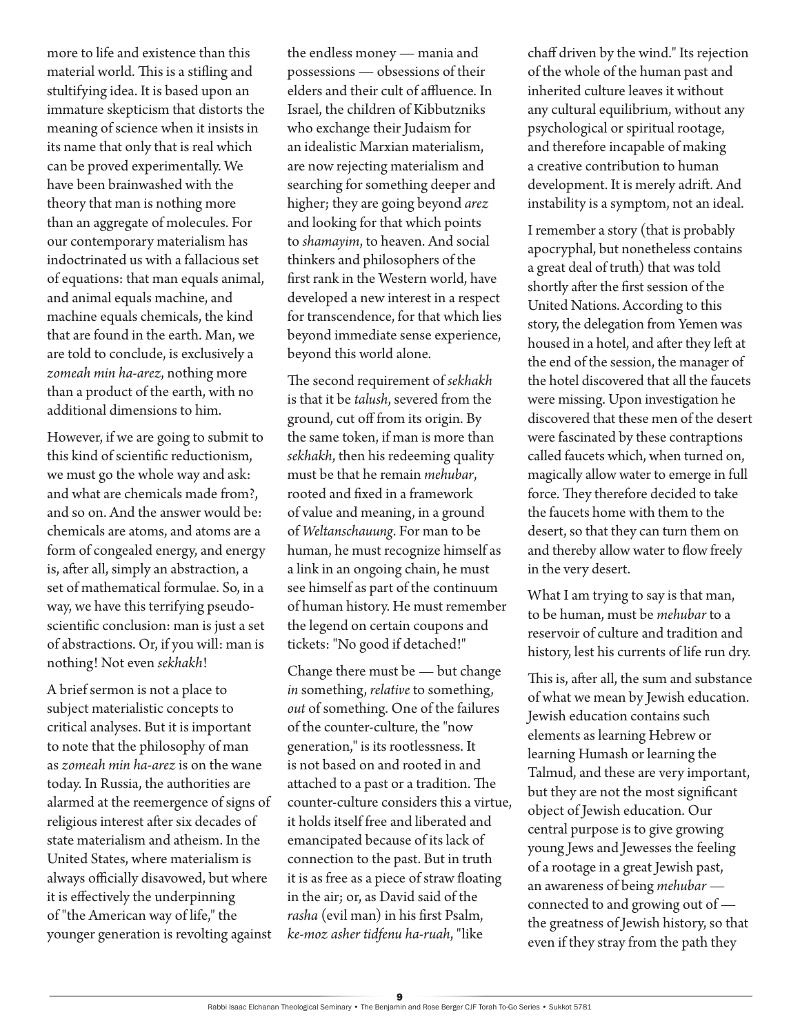more to life and existence than this material world. This is a stifling and stultifying idea. It is based upon an immature skepticism that distorts the meaning of science when it insists in its name that only that is real which can be proved experimentally. We have been brainwashed with the theory that man is nothing more than an aggregate of molecules. For our contemporary materialism has indoctrinated us with a fallacious set of equations: that man equals animal, and animal equals machine, and machine equals chemicals, the kind that are found in the earth. Man, we are told to conclude, is exclusively a *zomeah min ha-arez*, nothing more than a product of the earth, with no additional dimensions to him.

However, if we are going to submit to this kind of scientific reductionism, we must go the whole way and ask: and what are chemicals made from?, and so on. And the answer would be: chemicals are atoms, and atoms are a form of congealed energy, and energy is, after all, simply an abstraction, a set of mathematical formulae. So, in a way, we have this terrifying pseudo-scientific conclusion: man is just a set of abstractions. Or, if you will: man is nothing! Not even *sekhakh*!

A brief sermon is not a place to subject materialistic concepts to critical analyses. But it is important to note that the philosophy of man as *zomeah min ha-arez* is on the wane today. In Russia, the authorities are alarmed at the reemergence of signs of religious interest after six decades of state materialism and atheism. In the United States, where materialism is always officially disavowed, but where it is effectively the underpinning of "the American way of life," the younger generation is revolting against the endless money — mania and possessions — obsessions of their elders and their cult of affluence. In Israel, the children of Kibbutzniks who exchange their Judaism for an idealistic Marxian materialism, are now rejecting materialism and searching for something deeper and higher; they are going beyond *arez* and looking for that which points to *shamayim*, to heaven. And social thinkers and philosophers of the first rank in the Western world, have developed a new interest in a respect for transcendence, for that which lies beyond immediate sense experience, beyond this world alone.

The second requirement of *sekhakh* is that it be *talush*, severed from the ground, cut off from its origin. By the same token, if man is more than *sekhakh*, then his redeeming quality must be that he remain *mehubar*, rooted and fixed in a framework of value and meaning, in a ground of *Weltanschauung*. For man to be human, he must recognize himself as a link in an ongoing chain, he must see himself as part of the continuum of human history. He must remember the legend on certain coupons and tickets: "No good if detached!"

Change there must be — but change *in* something, *relative* to something, *out* of something. One of the failures of the counter-culture, the "now generation," is its rootlessness. It is not based on and rooted in and attached to a past or a tradition. The counter-culture considers this a virtue, it holds itself free and liberated and emancipated because of its lack of connection to the past. But in truth it is as free as a piece of straw floating in the air; or, as David said of the *rasha* (evil man) in his first Psalm, *ke-moz asher tidfenu ha-ruah*, "like chaff driven by the wind." Its rejection of the whole of the human past and inherited culture leaves it without any cultural equilibrium, without any psychological or spiritual rootage, and therefore incapable of making a creative contribution to human development. It is merely adrift. And instability is a symptom, not an ideal.

I remember a story (that is probably apocryphal, but nonetheless contains a great deal of truth) that was told shortly after the first session of the United Nations. According to this story, the delegation from Yemen was housed in a hotel, and after they left at the end of the session, the manager of the hotel discovered that all the faucets were missing. Upon investigation he discovered that these men of the desert were fascinated by these contraptions called faucets which, when turned on, magically allow water to emerge in full force. They therefore decided to take the faucets home with them to the desert, so that they can turn them on and thereby allow water to flow freely in the very desert.

What I am trying to say is that man, to be human, must be *mehubar* to a reservoir of culture and tradition and history, lest his currents of life run dry.

This is, after all, the sum and substance of what we mean by Jewish education. Jewish education contains such elements as learning Hebrew or learning Humash or learning the Talmud, and these are very important, but they are not the most significant object of Jewish education. Our central purpose is to give growing young Jews and Jewesses the feeling of a rootage in a great Jewish past, an awareness of being *mehubar* — connected to and growing out of — the greatness of Jewish history, so that even if they stray from the path they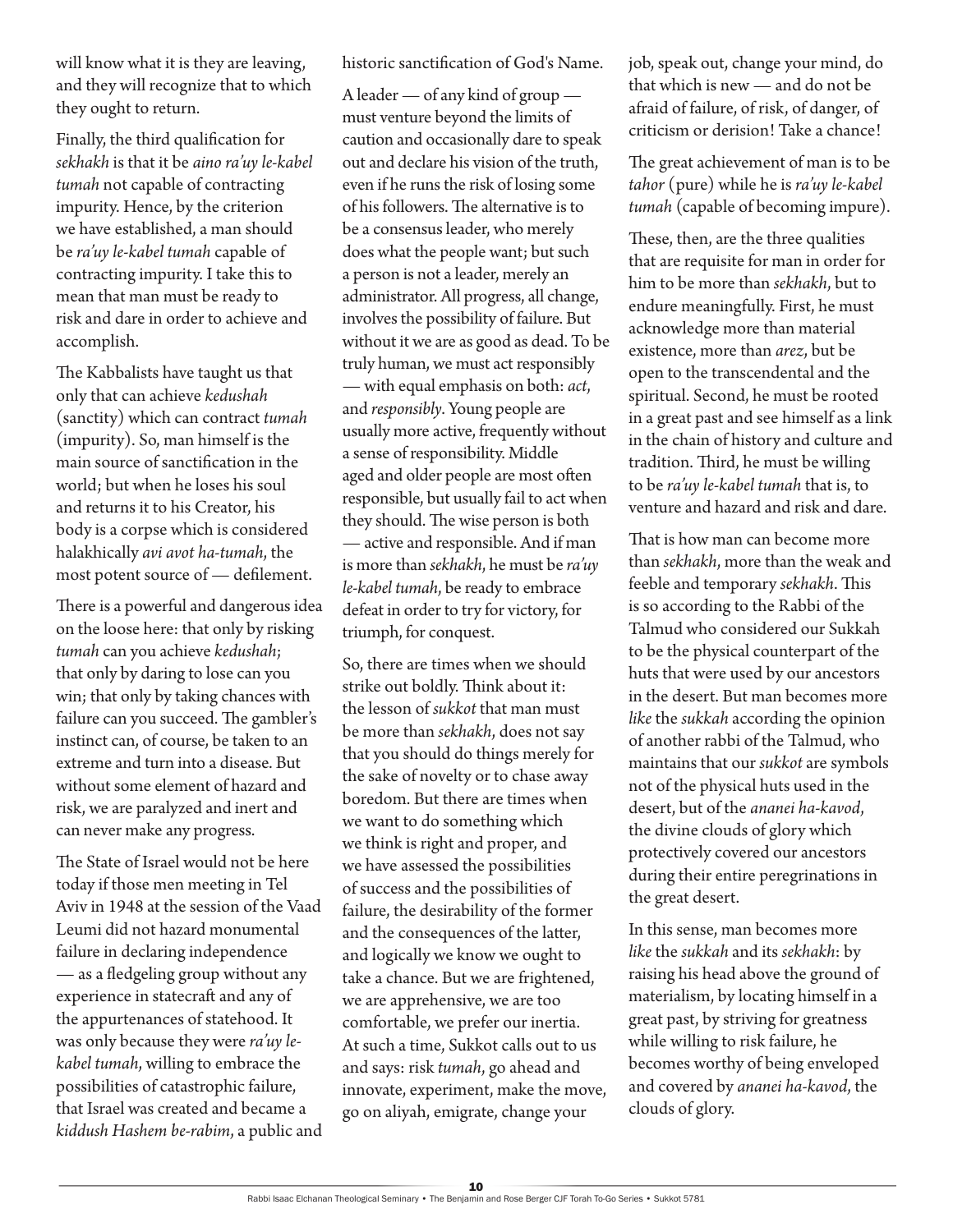will know what it is they are leaving, and they will recognize that to which they ought to return.

Finally, the third qualification for *sekhakh* is that it be *aino ra'uy le-kabel tumah* not capable of contracting impurity. Hence, by the criterion we have established, a man should be *ra'uy le-kabel tumah* capable of contracting impurity. I take this to mean that man must be ready to risk and dare in order to achieve and accomplish.

The Kabbalists have taught us that only that can achieve *kedushah* (sanctity) which can contract *tumah* (impurity). So, man himself is the main source of sanctification in the world; but when he loses his soul and returns it to his Creator, his body is a corpse which is considered halakhically *avi avot ha-tumah*, the most potent source of — defilement.

There is a powerful and dangerous idea on the loose here: that only by risking *tumah* can you achieve *kedushah*; that only by daring to lose can you win; that only by taking chances with failure can you succeed. The gambler's instinct can, of course, be taken to an extreme and turn into a disease. But without some element of hazard and risk, we are paralyzed and inert and can never make any progress.

The State of Israel would not be here today if those men meeting in Tel Aviv in 1948 at the session of the Vaad Leumi did not hazard monumental failure in declaring independence — as a fledgeling group without any experience in statecraft and any of the appurtenances of statehood. It was only because they were *ra'uy le-kabel tumah*, willing to embrace the possibilities of catastrophic failure, that Israel was created and became a *kiddush Hashem be-rabim*, a public and historic sanctification of God's Name.

A leader — of any kind of group — must venture beyond the limits of caution and occasionally dare to speak out and declare his vision of the truth, even if he runs the risk of losing some of his followers. The alternative is to be a consensus leader, who merely does what the people want; but such a person is not a leader, merely an administrator. All progress, all change, involves the possibility of failure. But without it we are as good as dead. To be truly human, we must act responsibly — with equal emphasis on both: *act*, and *responsibly*. Young people are usually more active, frequently without a sense of responsibility. Middle aged and older people are most often responsible, but usually fail to act when they should. The wise person is both — active and responsible. And if man is more than *sekhakh*, he must be *ra'uy le-kabel tumah*, be ready to embrace defeat in order to try for victory, for triumph, for conquest.

So, there are times when we should strike out boldly. Think about it: the lesson of *sukkot* that man must be more than *sekhakh*, does not say that you should do things merely for the sake of novelty or to chase away boredom. But there are times when we want to do something which we think is right and proper, and we have assessed the possibilities of success and the possibilities of failure, the desirability of the former and the consequences of the latter, and logically we know we ought to take a chance. But we are frightened, we are apprehensive, we are too comfortable, we prefer our inertia. At such a time, Sukkot calls out to us and says: risk *tumah*, go ahead and innovate, experiment, make the move, go on aliyah, emigrate, change your job, speak out, change your mind, do that which is new — and do not be afraid of failure, of risk, of danger, of criticism or derision! Take a chance!

The great achievement of man is to be *tahor* (pure) while he is *ra'uy le-kabel tumah* (capable of becoming impure).

These, then, are the three qualities that are requisite for man in order for him to be more than *sekhakh*, but to endure meaningfully. First, he must acknowledge more than material existence, more than *arez*, but be open to the transcendental and the spiritual. Second, he must be rooted in a great past and see himself as a link in the chain of history and culture and tradition. Third, he must be willing to be *ra'uy le-kabel tumah* that is, to venture and hazard and risk and dare.

That is how man can become more than *sekhakh*, more than the weak and feeble and temporary *sekhakh*. This is so according to the Rabbi of the Talmud who considered our Sukkah to be the physical counterpart of the huts that were used by our ancestors in the desert. But man becomes more *like* the *sukkah* according the opinion of another rabbi of the Talmud, who maintains that our *sukkot* are symbols not of the physical huts used in the desert, but of the *ananei ha-kavod*, the divine clouds of glory which protectively covered our ancestors during their entire peregrinations in the great desert.

In this sense, man becomes more *like* the *sukkah* and its *sekhakh*: by raising his head above the ground of materialism, by locating himself in a great past, by striving for greatness while willing to risk failure, he becomes worthy of being enveloped and covered by *ananei ha-kavod*, the clouds of glory.